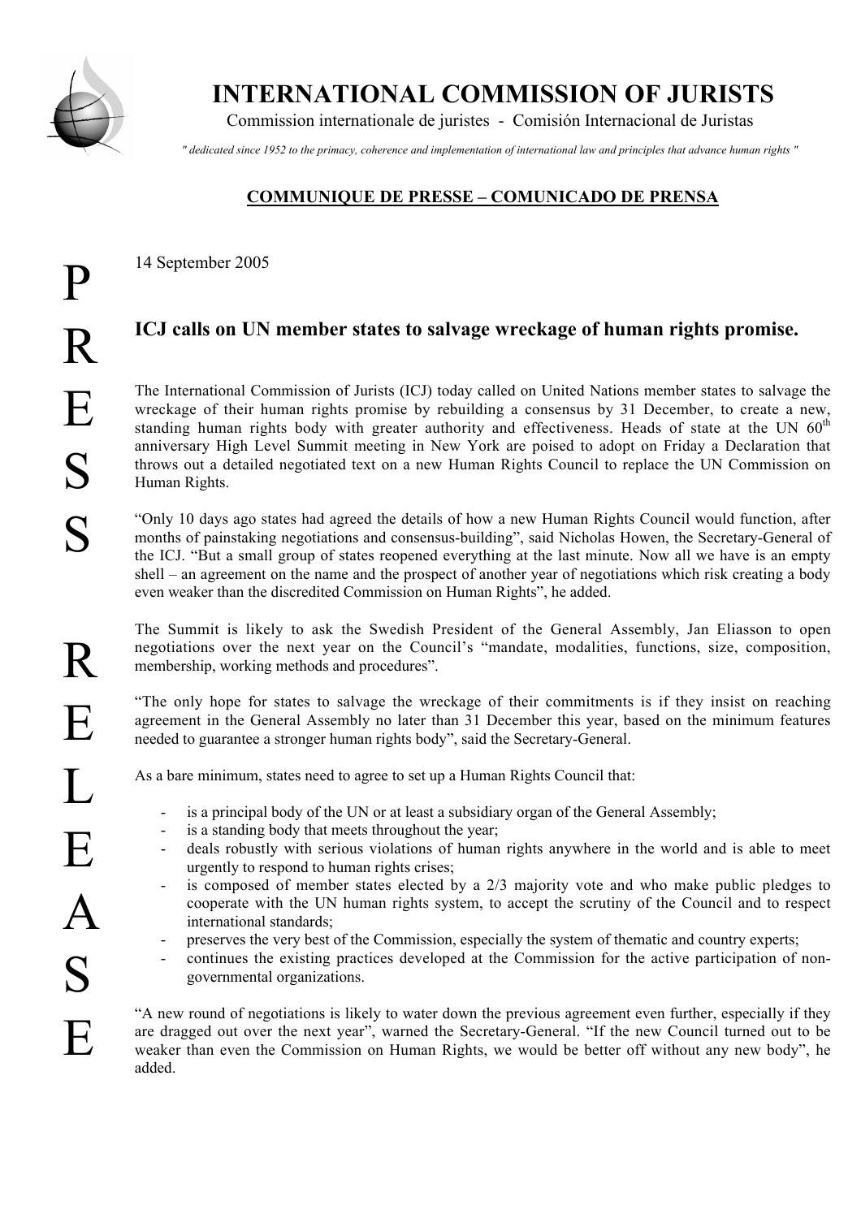# INTERNATIONAL COMMISSION OF JURISTS

Commission internationale de juristes - Comisión Internacional de Juristas

*" dedicated since 1952 to the primacy, coherence and implementation of international law and principles that advance human rights "*

**COMMUNIQUE DE PRESSE – COMUNICADO DE PRENSA**

PRESS RELEASE

14 September 2005

## ICJ calls on UN member states to salvage wreckage of human rights promise.

The International Commission of Jurists (ICJ) today called on United Nations member states to salvage the wreckage of their human rights promise by rebuilding a consensus by 31 December, to create a new, standing human rights body with greater authority and effectiveness. Heads of state at the UN 60th anniversary High Level Summit meeting in New York are poised to adopt on Friday a Declaration that throws out a detailed negotiated text on a new Human Rights Council to replace the UN Commission on Human Rights.

"Only 10 days ago states had agreed the details of how a new Human Rights Council would function, after months of painstaking negotiations and consensus-building", said Nicholas Howen, the Secretary-General of the ICJ. "But a small group of states reopened everything at the last minute. Now all we have is an empty shell – an agreement on the name and the prospect of another year of negotiations which risk creating a body even weaker than the discredited Commission on Human Rights", he added.

The Summit is likely to ask the Swedish President of the General Assembly, Jan Eliasson to open negotiations over the next year on the Council's "mandate, modalities, functions, size, composition, membership, working methods and procedures".

"The only hope for states to salvage the wreckage of their commitments is if they insist on reaching agreement in the General Assembly no later than 31 December this year, based on the minimum features needed to guarantee a stronger human rights body", said the Secretary-General.

As a bare minimum, states need to agree to set up a Human Rights Council that:

- is a principal body of the UN or at least a subsidiary organ of the General Assembly;
- is a standing body that meets throughout the year;
- deals robustly with serious violations of human rights anywhere in the world and is able to meet urgently to respond to human rights crises;
- is composed of member states elected by a 2/3 majority vote and who make public pledges to cooperate with the UN human rights system, to accept the scrutiny of the Council and to respect international standards;
- preserves the very best of the Commission, especially the system of thematic and country experts;
- continues the existing practices developed at the Commission for the active participation of non-governmental organizations.

"A new round of negotiations is likely to water down the previous agreement even further, especially if they are dragged out over the next year", warned the Secretary-General. "If the new Council turned out to be weaker than even the Commission on Human Rights, we would be better off without any new body", he added.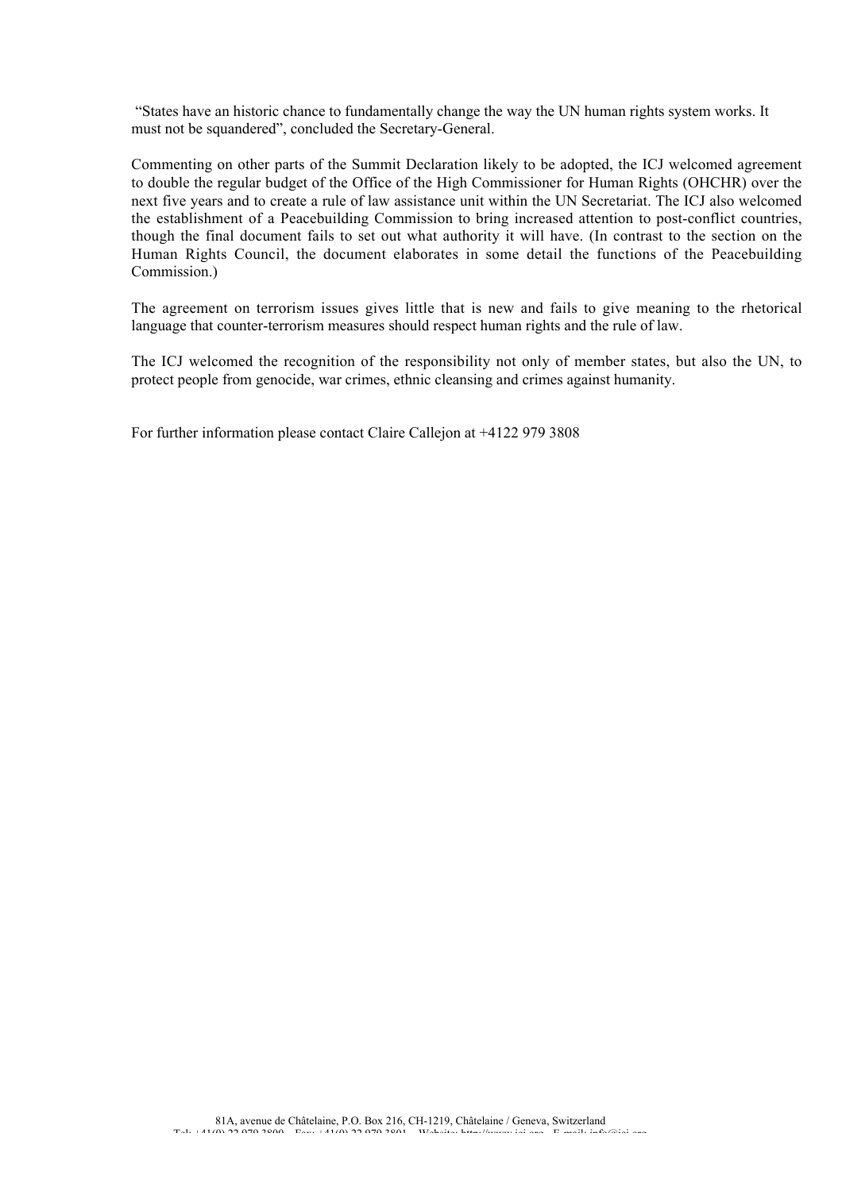"States have an historic chance to fundamentally change the way the UN human rights system works. It must not be squandered", concluded the Secretary-General.

Commenting on other parts of the Summit Declaration likely to be adopted, the ICJ welcomed agreement to double the regular budget of the Office of the High Commissioner for Human Rights (OHCHR) over the next five years and to create a rule of law assistance unit within the UN Secretariat. The ICJ also welcomed the establishment of a Peacebuilding Commission to bring increased attention to post-conflict countries, though the final document fails to set out what authority it will have. (In contrast to the section on the Human Rights Council, the document elaborates in some detail the functions of the Peacebuilding Commission.)

The agreement on terrorism issues gives little that is new and fails to give meaning to the rhetorical language that counter-terrorism measures should respect human rights and the rule of law.

The ICJ welcomed the recognition of the responsibility not only of member states, but also the UN, to protect people from genocide, war crimes, ethnic cleansing and crimes against humanity.

For further information please contact Claire Callejon at +4122 979 3808